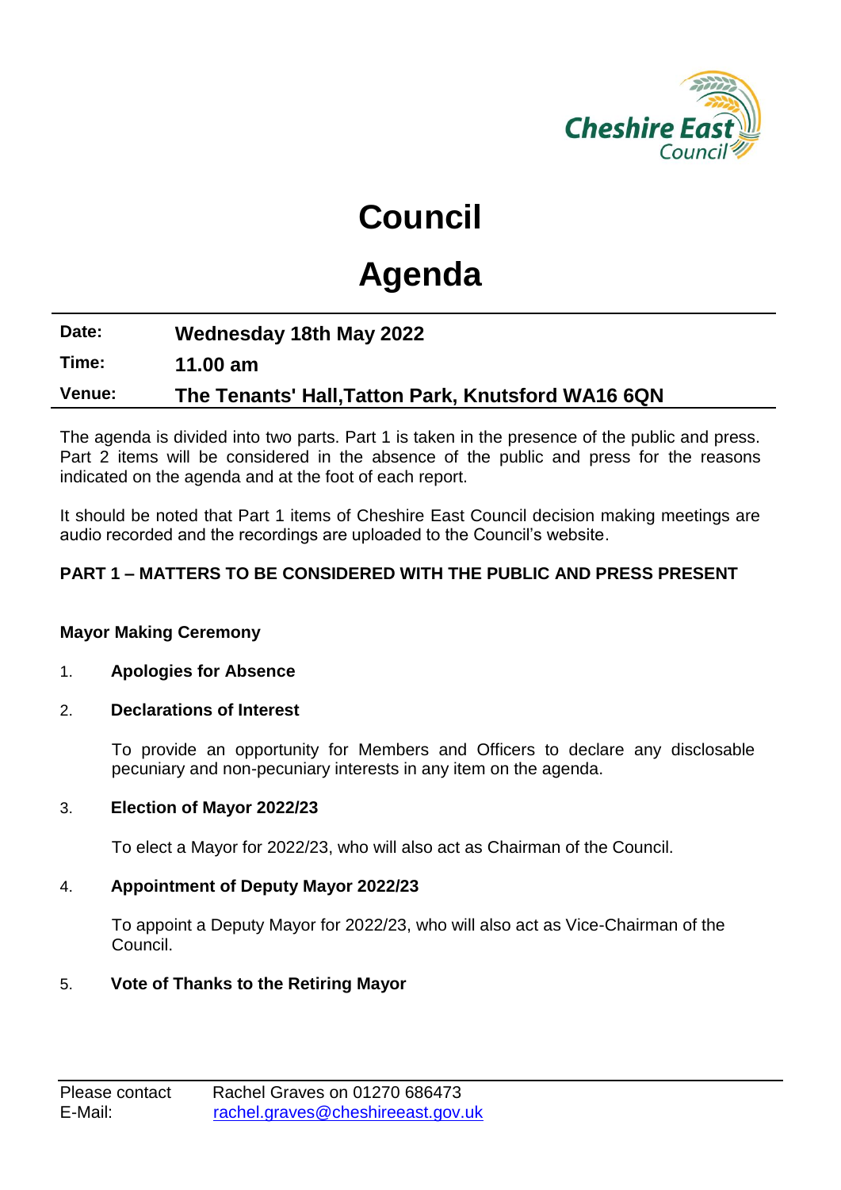# Council

# Agenda

| | |
|---|---|
| **Date:** | **Wednesday 18th May 2022** |
| **Time:** | **11.00 am** |
| **Venue:** | **The Tenants' Hall,Tatton Park, Knutsford WA16 6QN** |

The agenda is divided into two parts. Part 1 is taken in the presence of the public and press. Part 2 items will be considered in the absence of the public and press for the reasons indicated on the agenda and at the foot of each report.

It should be noted that Part 1 items of Cheshire East Council decision making meetings are audio recorded and the recordings are uploaded to the Council's website.

**PART 1 – MATTERS TO BE CONSIDERED WITH THE PUBLIC AND PRESS PRESENT**

**Mayor Making Ceremony**

1. **Apologies for Absence**

2. **Declarations of Interest**

   To provide an opportunity for Members and Officers to declare any disclosable pecuniary and non-pecuniary interests in any item on the agenda.

3. **Election of Mayor 2022/23**

   To elect a Mayor for 2022/23, who will also act as Chairman of the Council.

4. **Appointment of Deputy Mayor 2022/23**

   To appoint a Deputy Mayor for 2022/23, who will also act as Vice-Chairman of the Council.

5. **Vote of Thanks to the Retiring Mayor**

| | |
|---|---|
| Please contact | Rachel Graves on 01270 686473 |
| E-Mail: | rachel.graves@cheshireeast.gov.uk |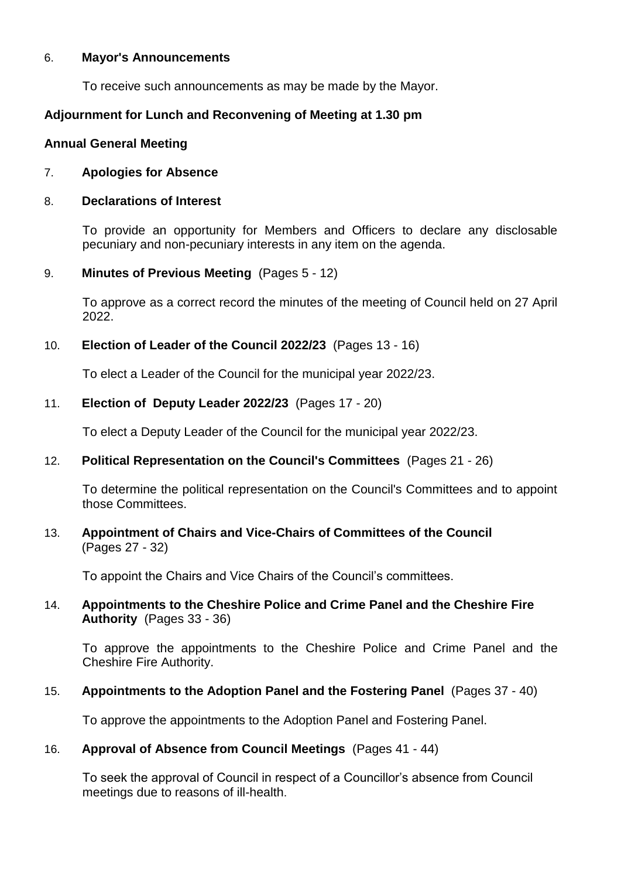6. **Mayor's Announcements**

   To receive such announcements as may be made by the Mayor.

**Adjournment for Lunch and Reconvening of Meeting at 1.30 pm**

**Annual General Meeting**

7. **Apologies for Absence**

8. **Declarations of Interest**

   To provide an opportunity for Members and Officers to declare any disclosable pecuniary and non-pecuniary interests in any item on the agenda.

9. **Minutes of Previous Meeting** (Pages 5 - 12)

   To approve as a correct record the minutes of the meeting of Council held on 27 April 2022.

10. **Election of Leader of the Council 2022/23** (Pages 13 - 16)

    To elect a Leader of the Council for the municipal year 2022/23.

11. **Election of Deputy Leader 2022/23** (Pages 17 - 20)

    To elect a Deputy Leader of the Council for the municipal year 2022/23.

12. **Political Representation on the Council's Committees** (Pages 21 - 26)

    To determine the political representation on the Council's Committees and to appoint those Committees.

13. **Appointment of Chairs and Vice-Chairs of Committees of the Council** (Pages 27 - 32)

    To appoint the Chairs and Vice Chairs of the Council's committees.

14. **Appointments to the Cheshire Police and Crime Panel and the Cheshire Fire Authority** (Pages 33 - 36)

    To approve the appointments to the Cheshire Police and Crime Panel and the Cheshire Fire Authority.

15. **Appointments to the Adoption Panel and the Fostering Panel** (Pages 37 - 40)

    To approve the appointments to the Adoption Panel and Fostering Panel.

16. **Approval of Absence from Council Meetings** (Pages 41 - 44)

    To seek the approval of Council in respect of a Councillor's absence from Council meetings due to reasons of ill-health.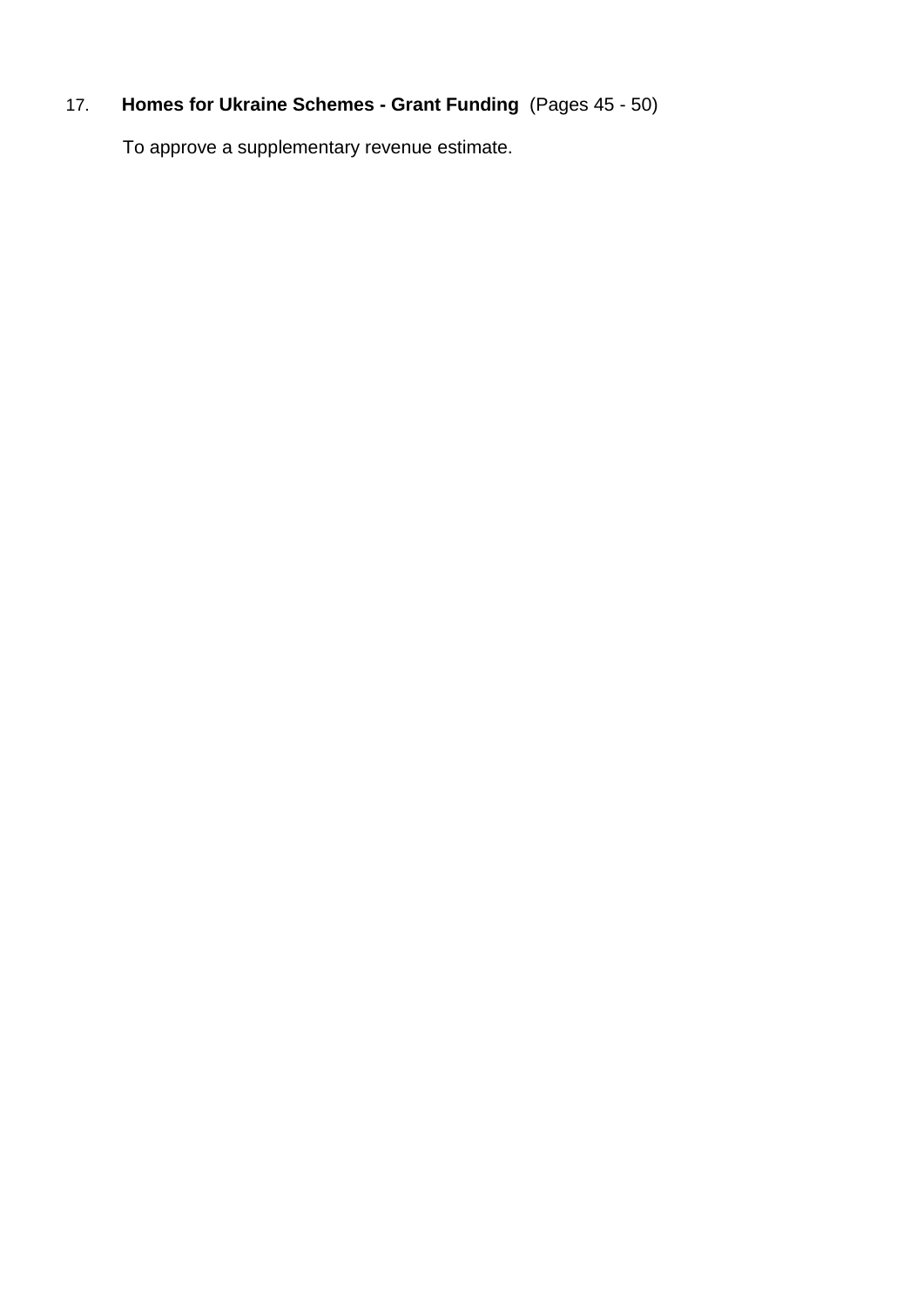17. **Homes for Ukraine Schemes - Grant Funding** (Pages 45 - 50)

To approve a supplementary revenue estimate.